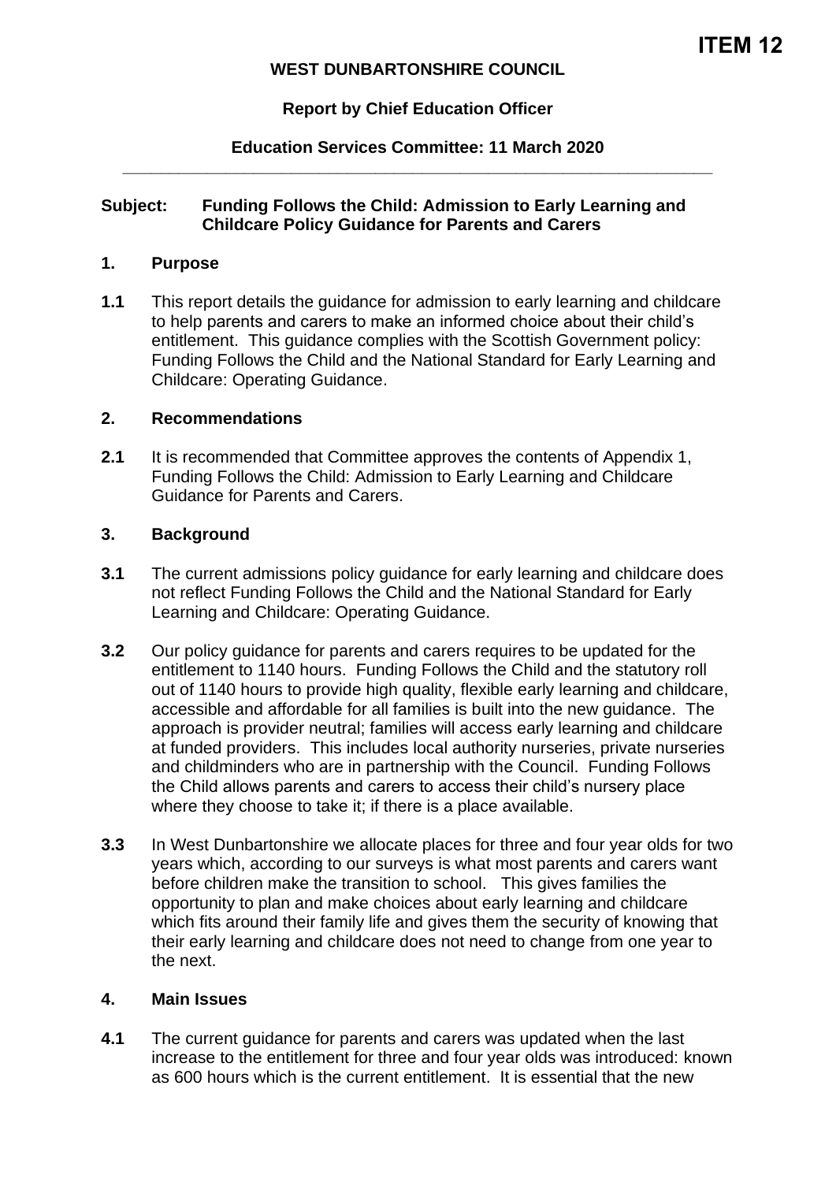**ITEM 12**

**WEST DUNBARTONSHIRE COUNCIL**

**Report by Chief Education Officer**

**Education Services Committee: 11 March 2020**

---

**Subject: Funding Follows the Child: Admission to Early Learning and Childcare Policy Guidance for Parents and Carers**

## 1. Purpose

**1.1** This report details the guidance for admission to early learning and childcare to help parents and carers to make an informed choice about their child's entitlement. This guidance complies with the Scottish Government policy: Funding Follows the Child and the National Standard for Early Learning and Childcare: Operating Guidance.

## 2. Recommendations

**2.1** It is recommended that Committee approves the contents of Appendix 1, Funding Follows the Child: Admission to Early Learning and Childcare Guidance for Parents and Carers.

## 3. Background

**3.1** The current admissions policy guidance for early learning and childcare does not reflect Funding Follows the Child and the National Standard for Early Learning and Childcare: Operating Guidance.

**3.2** Our policy guidance for parents and carers requires to be updated for the entitlement to 1140 hours. Funding Follows the Child and the statutory roll out of 1140 hours to provide high quality, flexible early learning and childcare, accessible and affordable for all families is built into the new guidance. The approach is provider neutral; families will access early learning and childcare at funded providers. This includes local authority nurseries, private nurseries and childminders who are in partnership with the Council. Funding Follows the Child allows parents and carers to access their child's nursery place where they choose to take it; if there is a place available.

**3.3** In West Dunbartonshire we allocate places for three and four year olds for two years which, according to our surveys is what most parents and carers want before children make the transition to school. This gives families the opportunity to plan and make choices about early learning and childcare which fits around their family life and gives them the security of knowing that their early learning and childcare does not need to change from one year to the next.

## 4. Main Issues

**4.1** The current guidance for parents and carers was updated when the last increase to the entitlement for three and four year olds was introduced: known as 600 hours which is the current entitlement. It is essential that the new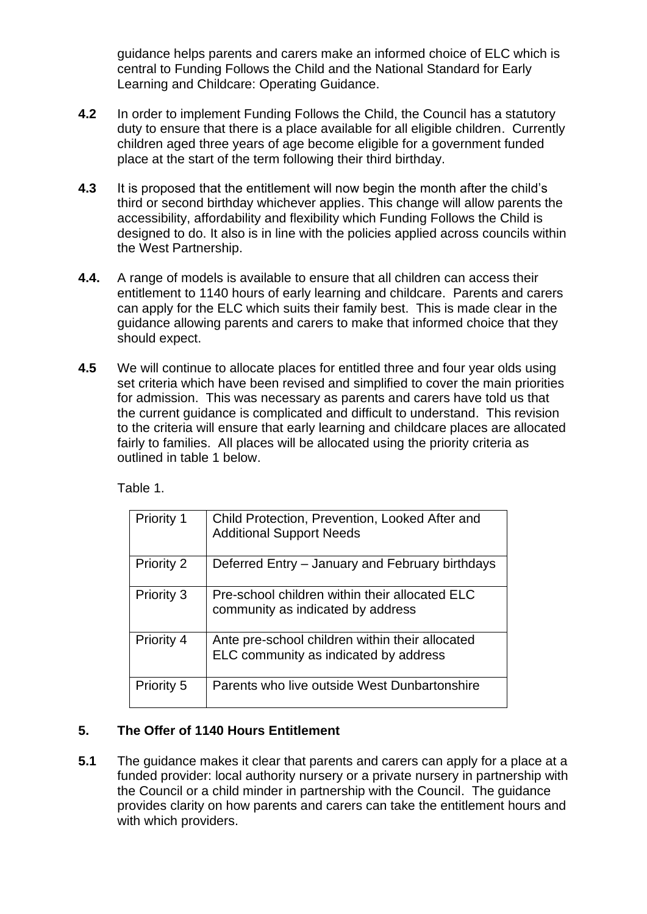guidance helps parents and carers make an informed choice of ELC which is central to Funding Follows the Child and the National Standard for Early Learning and Childcare: Operating Guidance.

**4.2** In order to implement Funding Follows the Child, the Council has a statutory duty to ensure that there is a place available for all eligible children. Currently children aged three years of age become eligible for a government funded place at the start of the term following their third birthday.

**4.3** It is proposed that the entitlement will now begin the month after the child's third or second birthday whichever applies. This change will allow parents the accessibility, affordability and flexibility which Funding Follows the Child is designed to do. It also is in line with the policies applied across councils within the West Partnership.

**4.4.** A range of models is available to ensure that all children can access their entitlement to 1140 hours of early learning and childcare. Parents and carers can apply for the ELC which suits their family best. This is made clear in the guidance allowing parents and carers to make that informed choice that they should expect.

**4.5** We will continue to allocate places for entitled three and four year olds using set criteria which have been revised and simplified to cover the main priorities for admission. This was necessary as parents and carers have told us that the current guidance is complicated and difficult to understand. This revision to the criteria will ensure that early learning and childcare places are allocated fairly to families. All places will be allocated using the priority criteria as outlined in table 1 below.

Table 1.

| Priority | Criteria |
|---|---|
| Priority 1 | Child Protection, Prevention, Looked After and Additional Support Needs |
| Priority 2 | Deferred Entry – January and February birthdays |
| Priority 3 | Pre-school children within their allocated ELC community as indicated by address |
| Priority 4 | Ante pre-school children within their allocated ELC community as indicated by address |
| Priority 5 | Parents who live outside West Dunbartonshire |

## 5. The Offer of 1140 Hours Entitlement

**5.1** The guidance makes it clear that parents and carers can apply for a place at a funded provider: local authority nursery or a private nursery in partnership with the Council or a child minder in partnership with the Council. The guidance provides clarity on how parents and carers can take the entitlement hours and with which providers.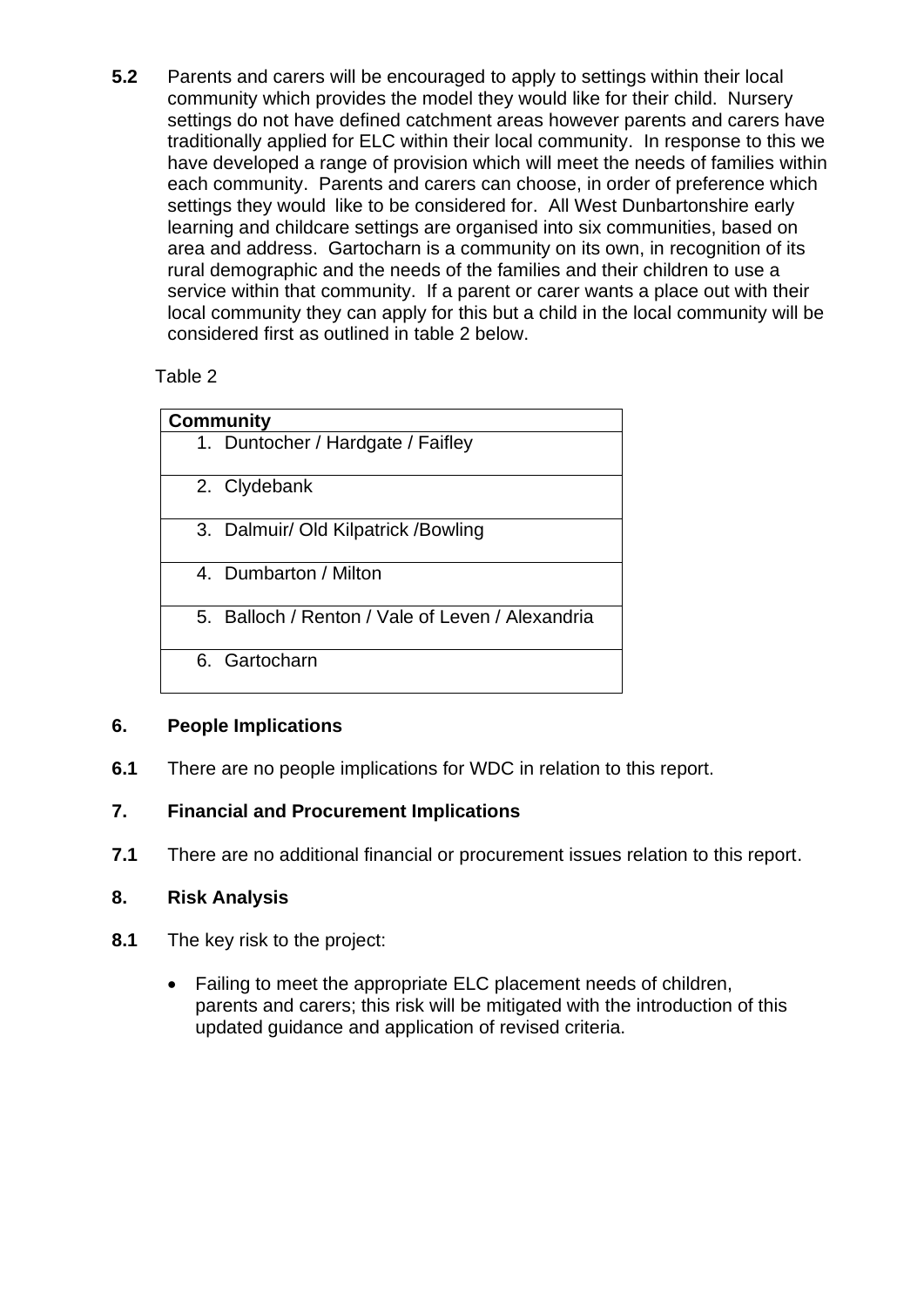**5.2** Parents and carers will be encouraged to apply to settings within their local community which provides the model they would like for their child. Nursery settings do not have defined catchment areas however parents and carers have traditionally applied for ELC within their local community. In response to this we have developed a range of provision which will meet the needs of families within each community. Parents and carers can choose, in order of preference which settings they would like to be considered for. All West Dunbartonshire early learning and childcare settings are organised into six communities, based on area and address. Gartocharn is a community on its own, in recognition of its rural demographic and the needs of the families and their children to use a service within that community. If a parent or carer wants a place out with their local community they can apply for this but a child in the local community will be considered first as outlined in table 2 below.

Table 2

| Community |
|---|
| 1. Duntocher / Hardgate / Faifley |
| 2. Clydebank |
| 3. Dalmuir/ Old Kilpatrick /Bowling |
| 4. Dumbarton / Milton |
| 5. Balloch / Renton / Vale of Leven / Alexandria |
| 6. Gartocharn |

## 6. People Implications

**6.1** There are no people implications for WDC in relation to this report.

## 7. Financial and Procurement Implications

**7.1** There are no additional financial or procurement issues relation to this report.

## 8. Risk Analysis

**8.1** The key risk to the project:

- Failing to meet the appropriate ELC placement needs of children, parents and carers; this risk will be mitigated with the introduction of this updated guidance and application of revised criteria.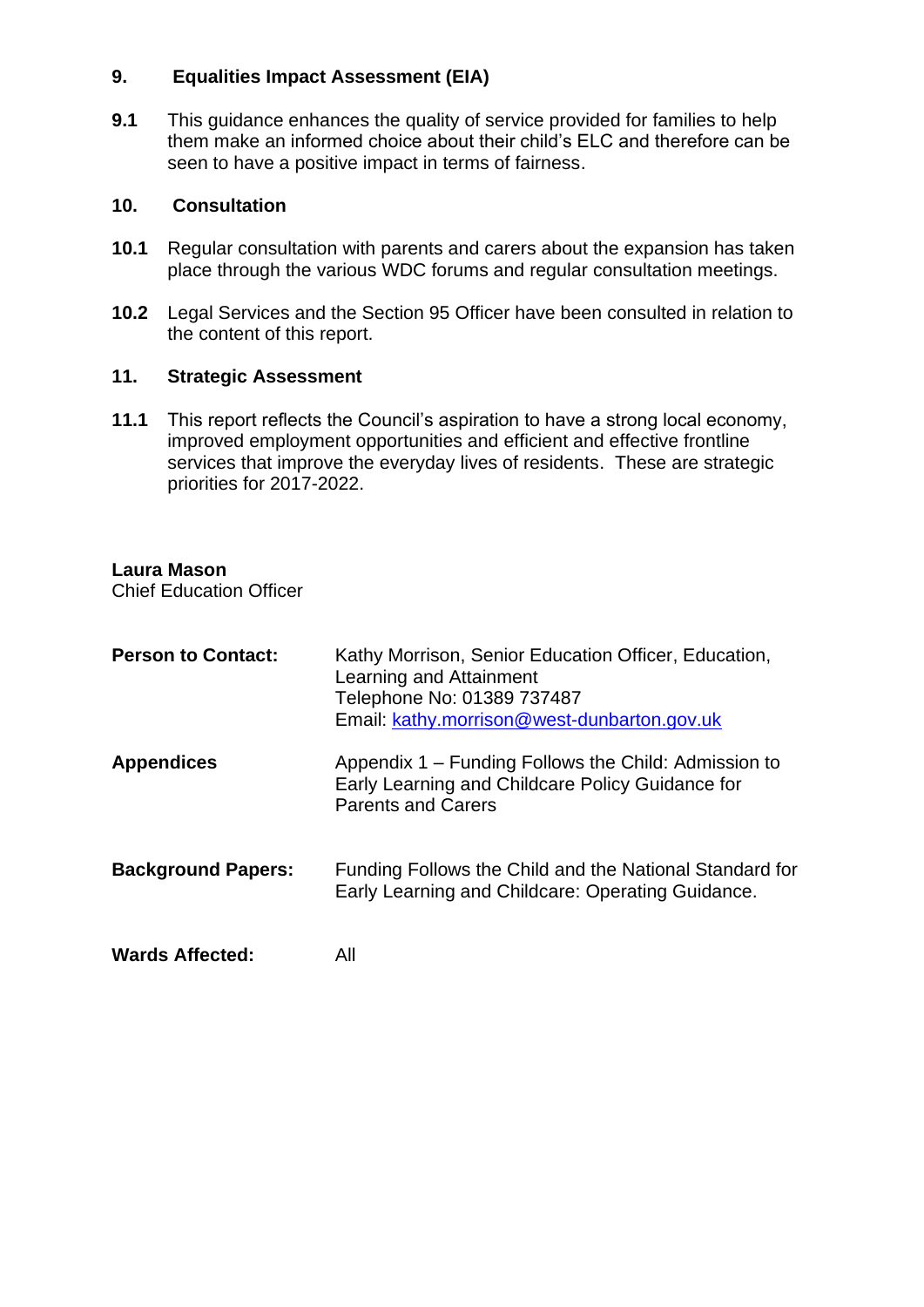## 9. Equalities Impact Assessment (EIA)

**9.1** This guidance enhances the quality of service provided for families to help them make an informed choice about their child's ELC and therefore can be seen to have a positive impact in terms of fairness.

## 10. Consultation

**10.1** Regular consultation with parents and carers about the expansion has taken place through the various WDC forums and regular consultation meetings.

**10.2** Legal Services and the Section 95 Officer have been consulted in relation to the content of this report.

## 11. Strategic Assessment

**11.1** This report reflects the Council's aspiration to have a strong local economy, improved employment opportunities and efficient and effective frontline services that improve the everyday lives of residents. These are strategic priorities for 2017-2022.

**Laura Mason**
Chief Education Officer

| | |
|---|---|
| **Person to Contact:** | Kathy Morrison, Senior Education Officer, Education, Learning and Attainment<br>Telephone No: 01389 737487<br>Email: kathy.morrison@west-dunbarton.gov.uk |
| **Appendices** | Appendix 1 – Funding Follows the Child: Admission to Early Learning and Childcare Policy Guidance for Parents and Carers |
| **Background Papers:** | Funding Follows the Child and the National Standard for Early Learning and Childcare: Operating Guidance. |
| **Wards Affected:** | All |